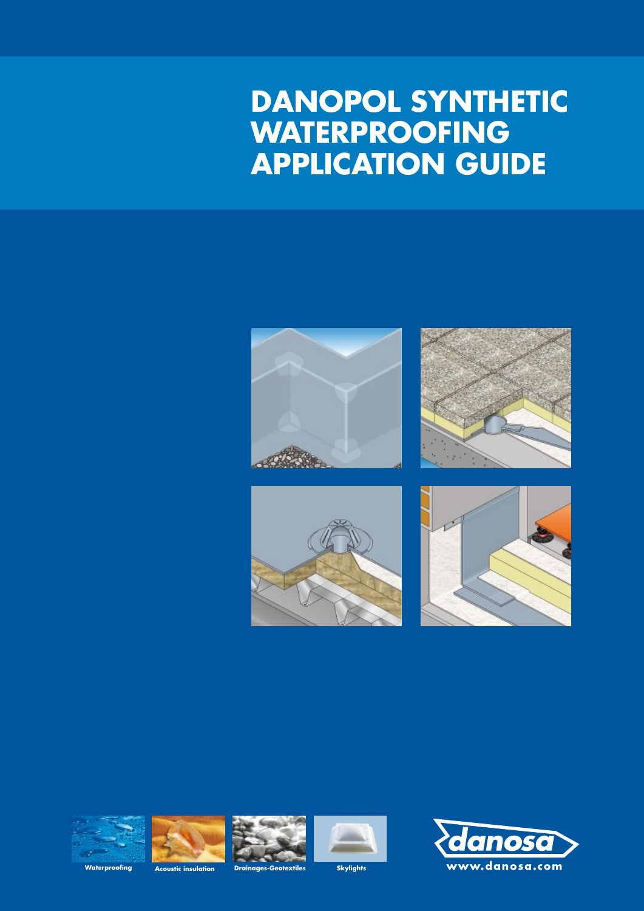# DANOPOL SYNTHETIC WATERPROOFING APPLICATION GUIDE

Waterproofing

Acoustic insulation

Drainages-Geotextiles

Skylights

danosa

www.danosa.com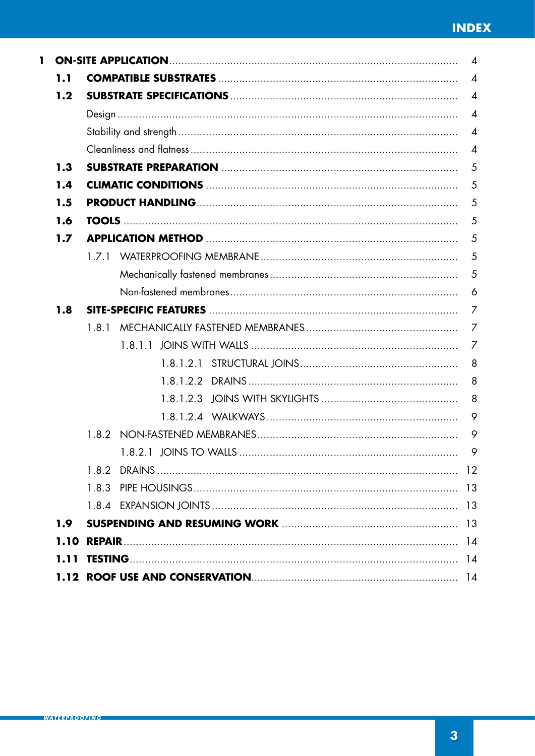# INDEX

- **1 ON-SITE APPLICATION** .......... 4
  - **1.1 COMPATIBLE SUBSTRATES** .......... 4
  - **1.2 SUBSTRATE SPECIFICATIONS** .......... 4
    - Design .......... 4
    - Stability and strength .......... 4
    - Cleanliness and flatness .......... 4
  - **1.3 SUBSTRATE PREPARATION** .......... 5
  - **1.4 CLIMATIC CONDITIONS** .......... 5
  - **1.5 PRODUCT HANDLING** .......... 5
  - **1.6 TOOLS** .......... 5
  - **1.7 APPLICATION METHOD** .......... 5
    - 1.7.1 WATERPROOFING MEMBRANE .......... 5
      - Mechanically fastened membranes .......... 5
      - Non-fastened membranes .......... 6
  - **1.8 SITE-SPECIFIC FEATURES** .......... 7
    - 1.8.1 MECHANICALLY FASTENED MEMBRANES .......... 7
      - 1.8.1.1 JOINS WITH WALLS .......... 7
        - 1.8.1.2.1 STRUCTURAL JOINS .......... 8
        - 1.8.1.2.2 DRAINS .......... 8
        - 1.8.1.2.3 JOINS WITH SKYLIGHTS .......... 8
        - 1.8.1.2.4 WALKWAYS .......... 9
    - 1.8.2 NON-FASTENED MEMBRANES .......... 9
      - 1.8.2.1 JOINS TO WALLS .......... 9
    - 1.8.2 DRAINS .......... 12
    - 1.8.3 PIPE HOUSINGS .......... 13
    - 1.8.4 EXPANSION JOINTS .......... 13
  - **1.9 SUSPENDING AND RESUMING WORK** .......... 13
  - **1.10 REPAIR** .......... 14
  - **1.11 TESTING** .......... 14
  - **1.12 ROOF USE AND CONSERVATION** .......... 14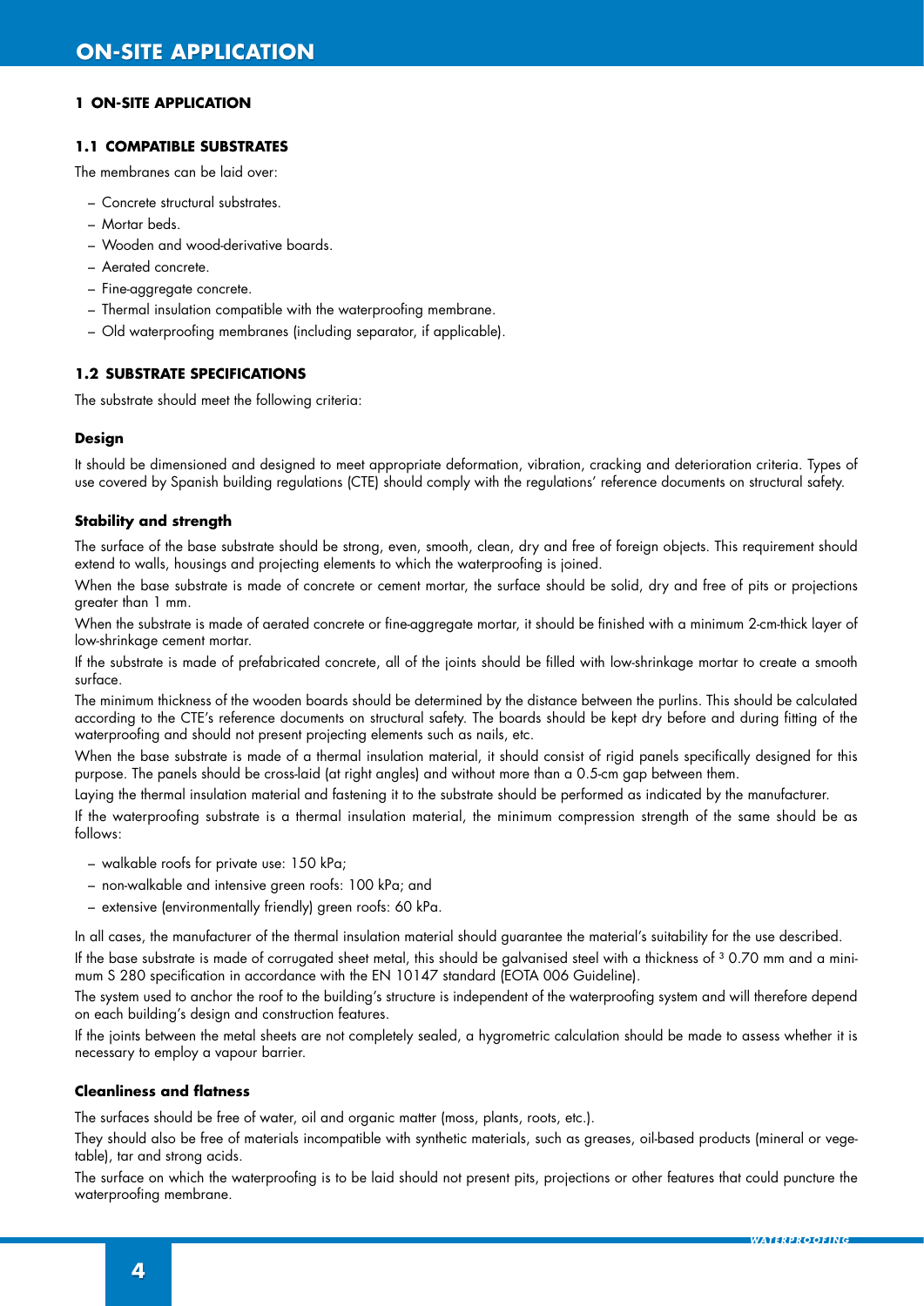# 1 ON-SITE APPLICATION

## 1.1 COMPATIBLE SUBSTRATES

The membranes can be laid over:

– Concrete structural substrates.
– Mortar beds.
– Wooden and wood-derivative boards.
– Aerated concrete.
– Fine-aggregate concrete.
– Thermal insulation compatible with the waterproofing membrane.
– Old waterproofing membranes (including separator, if applicable).

## 1.2 SUBSTRATE SPECIFICATIONS

The substrate should meet the following criteria:

### Design

It should be dimensioned and designed to meet appropriate deformation, vibration, cracking and deterioration criteria. Types of use covered by Spanish building regulations (CTE) should comply with the regulations' reference documents on structural safety.

### Stability and strength

The surface of the base substrate should be strong, even, smooth, clean, dry and free of foreign objects. This requirement should extend to walls, housings and projecting elements to which the waterproofing is joined.

When the base substrate is made of concrete or cement mortar, the surface should be solid, dry and free of pits or projections greater than 1 mm.

When the substrate is made of aerated concrete or fine-aggregate mortar, it should be finished with a minimum 2-cm-thick layer of low-shrinkage cement mortar.

If the substrate is made of prefabricated concrete, all of the joints should be filled with low-shrinkage mortar to create a smooth surface.

The minimum thickness of the wooden boards should be determined by the distance between the purlins. This should be calculated according to the CTE's reference documents on structural safety. The boards should be kept dry before and during fitting of the waterproofing and should not present projecting elements such as nails, etc.

When the base substrate is made of a thermal insulation material, it should consist of rigid panels specifically designed for this purpose. The panels should be cross-laid (at right angles) and without more than a 0.5-cm gap between them.

Laying the thermal insulation material and fastening it to the substrate should be performed as indicated by the manufacturer.

If the waterproofing substrate is a thermal insulation material, the minimum compression strength of the same should be as follows:

– walkable roofs for private use: 150 kPa;
– non-walkable and intensive green roofs: 100 kPa; and
– extensive (environmentally friendly) green roofs: 60 kPa.

In all cases, the manufacturer of the thermal insulation material should guarantee the material's suitability for the use described.

If the base substrate is made of corrugated sheet metal, this should be galvanised steel with a thickness of ³ 0.70 mm and a minimum S 280 specification in accordance with the EN 10147 standard (EOTA 006 Guideline).

The system used to anchor the roof to the building's structure is independent of the waterproofing system and will therefore depend on each building's design and construction features.

If the joints between the metal sheets are not completely sealed, a hygrometric calculation should be made to assess whether it is necessary to employ a vapour barrier.

### Cleanliness and flatness

The surfaces should be free of water, oil and organic matter (moss, plants, roots, etc.).

They should also be free of materials incompatible with synthetic materials, such as greases, oil-based products (mineral or vegetable), tar and strong acids.

The surface on which the waterproofing is to be laid should not present pits, projections or other features that could puncture the waterproofing membrane.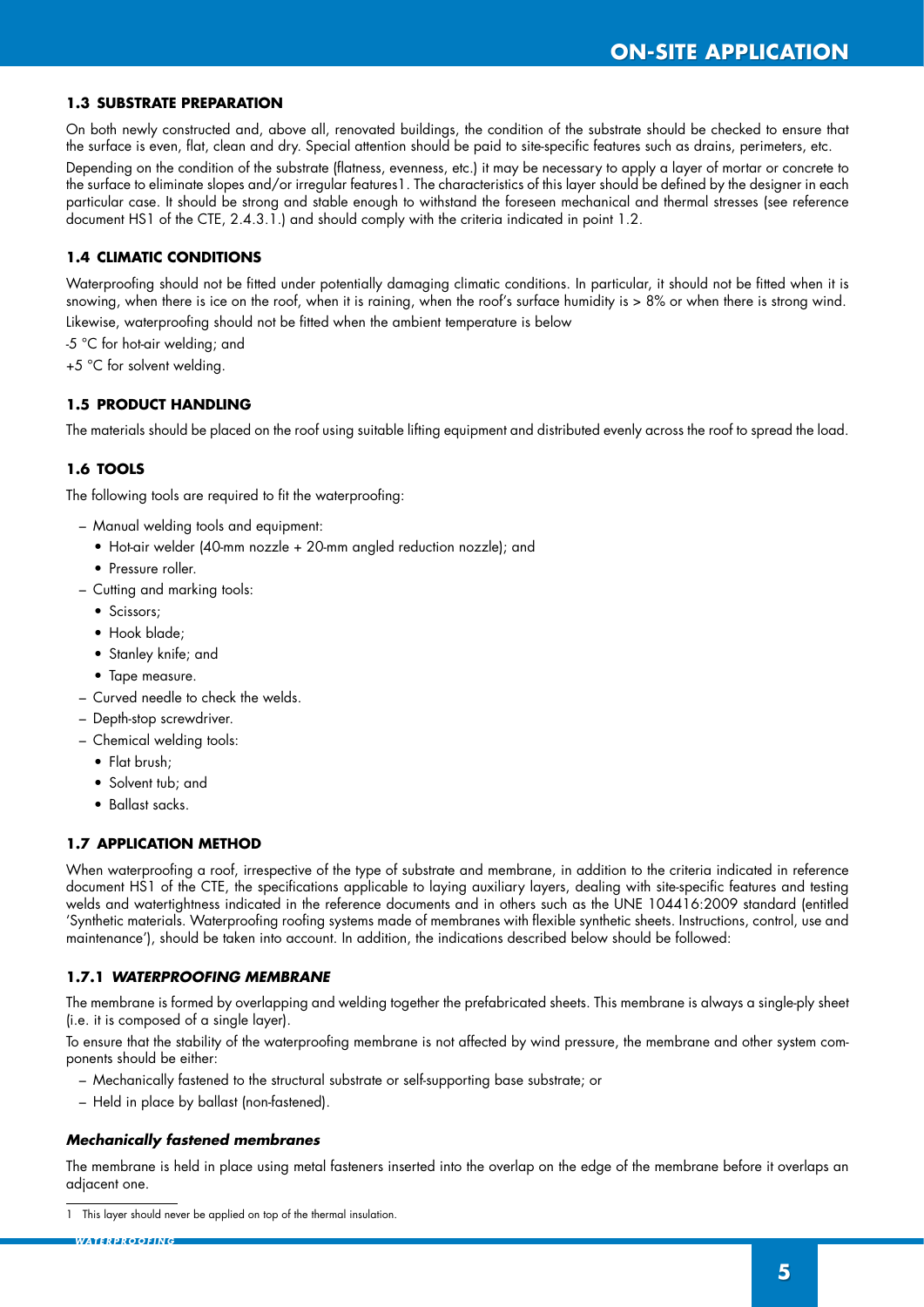## 1.3 SUBSTRATE PREPARATION

On both newly constructed and, above all, renovated buildings, the condition of the substrate should be checked to ensure that the surface is even, flat, clean and dry. Special attention should be paid to site-specific features such as drains, perimeters, etc.

Depending on the condition of the substrate (flatness, evenness, etc.) it may be necessary to apply a layer of mortar or concrete to the surface to eliminate slopes and/or irregular features[1]. The characteristics of this layer should be defined by the designer in each particular case. It should be strong and stable enough to withstand the foreseen mechanical and thermal stresses (see reference document HS1 of the CTE, 2.4.3.1.) and should comply with the criteria indicated in point 1.2.

## 1.4 CLIMATIC CONDITIONS

Waterproofing should not be fitted under potentially damaging climatic conditions. In particular, it should not be fitted when it is snowing, when there is ice on the roof, when it is raining, when the roof's surface humidity is > 8% or when there is strong wind. Likewise, waterproofing should not be fitted when the ambient temperature is below

-5 °C for hot-air welding; and

+5 °C for solvent welding.

## 1.5 PRODUCT HANDLING

The materials should be placed on the roof using suitable lifting equipment and distributed evenly across the roof to spread the load.

## 1.6 TOOLS

The following tools are required to fit the waterproofing:

- Manual welding tools and equipment:
  - Hot-air welder (40-mm nozzle + 20-mm angled reduction nozzle); and
  - Pressure roller.
- Cutting and marking tools:
  - Scissors;
  - Hook blade;
  - Stanley knife; and
  - Tape measure.
- Curved needle to check the welds.
- Depth-stop screwdriver.
- Chemical welding tools:
  - Flat brush;
  - Solvent tub; and
  - Ballast sacks.

## 1.7 APPLICATION METHOD

When waterproofing a roof, irrespective of the type of substrate and membrane, in addition to the criteria indicated in reference document HS1 of the CTE, the specifications applicable to laying auxiliary layers, dealing with site-specific features and testing welds and watertightness indicated in the reference documents and in others such as the UNE 104416:2009 standard (entitled 'Synthetic materials. Waterproofing roofing systems made of membranes with flexible synthetic sheets. Instructions, control, use and maintenance'), should be taken into account. In addition, the indications described below should be followed:

### 1.7.1 *WATERPROOFING MEMBRANE*

The membrane is formed by overlapping and welding together the prefabricated sheets. This membrane is always a single-ply sheet (i.e. it is composed of a single layer).

To ensure that the stability of the waterproofing membrane is not affected by wind pressure, the membrane and other system components should be either:

- Mechanically fastened to the structural substrate or self-supporting base substrate; or
- Held in place by ballast (non-fastened).

#### *Mechanically fastened membranes*

The membrane is held in place using metal fasteners inserted into the overlap on the edge of the membrane before it overlaps an adjacent one.

---

[1] This layer should never be applied on top of the thermal insulation.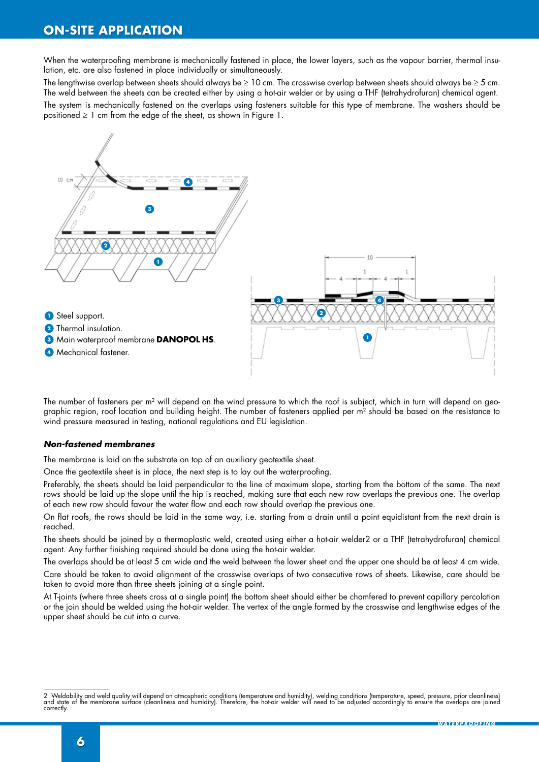## ON-SITE APPLICATION

When the waterproofing membrane is mechanically fastened in place, the lower layers, such as the vapour barrier, thermal insulation, etc. are also fastened in place individually or simultaneously.

The lengthwise overlap between sheets should always be ≥ 10 cm. The crosswise overlap between sheets should always be ≥ 5 cm. The weld between the sheets can be created either by using a hot-air welder or by using a THF (tetrahydrofuran) chemical agent.

The system is mechanically fastened on the overlaps using fasteners suitable for this type of membrane. The washers should be positioned ≥ 1 cm from the edge of the sheet, as shown in Figure 1.

1. Steel support.
2. Thermal insulation.
3. Main waterproof membrane **DANOPOL HS**.
4. Mechanical fastener.

The number of fasteners per m² will depend on the wind pressure to which the roof is subject, which in turn will depend on geographic region, roof location and building height. The number of fasteners applied per m² should be based on the resistance to wind pressure measured in testing, national regulations and EU legislation.

***Non-fastened membranes***

The membrane is laid on the substrate on top of an auxiliary geotextile sheet.

Once the geotextile sheet is in place, the next step is to lay out the waterproofing.

Preferably, the sheets should be laid perpendicular to the line of maximum slope, starting from the bottom of the same. The next rows should be laid up the slope until the hip is reached, making sure that each new row overlaps the previous one. The overlap of each new row should favour the water flow and each row should overlap the previous one.

On flat roofs, the rows should be laid in the same way, i.e. starting from a drain until a point equidistant from the next drain is reached.

The sheets should be joined by a thermoplastic weld, created using either a hot-air welder[2] or a THF (tetrahydrofuran) chemical agent. Any further finishing required should be done using the hot-air welder.

The overlaps should be at least 5 cm wide and the weld between the lower sheet and the upper one should be at least 4 cm wide.

Care should be taken to avoid alignment of the crosswise overlaps of two consecutive rows of sheets. Likewise, care should be taken to avoid more than three sheets joining at a single point.

At T-joints (where three sheets cross at a single point) the bottom sheet should either be chamfered to prevent capillary percolation or the join should be welded using the hot-air welder. The vertex of the angle formed by the crosswise and lengthwise edges of the upper sheet should be cut into a curve.

---

2 Weldability and weld quality will depend on atmospheric conditions (temperature and humidity), welding conditions (temperature, speed, pressure, prior cleanliness) and state of the membrane surface (cleanliness and humidity). Therefore, the hot-air welder will need to be adjusted accordingly to ensure the overlaps are joined correctly.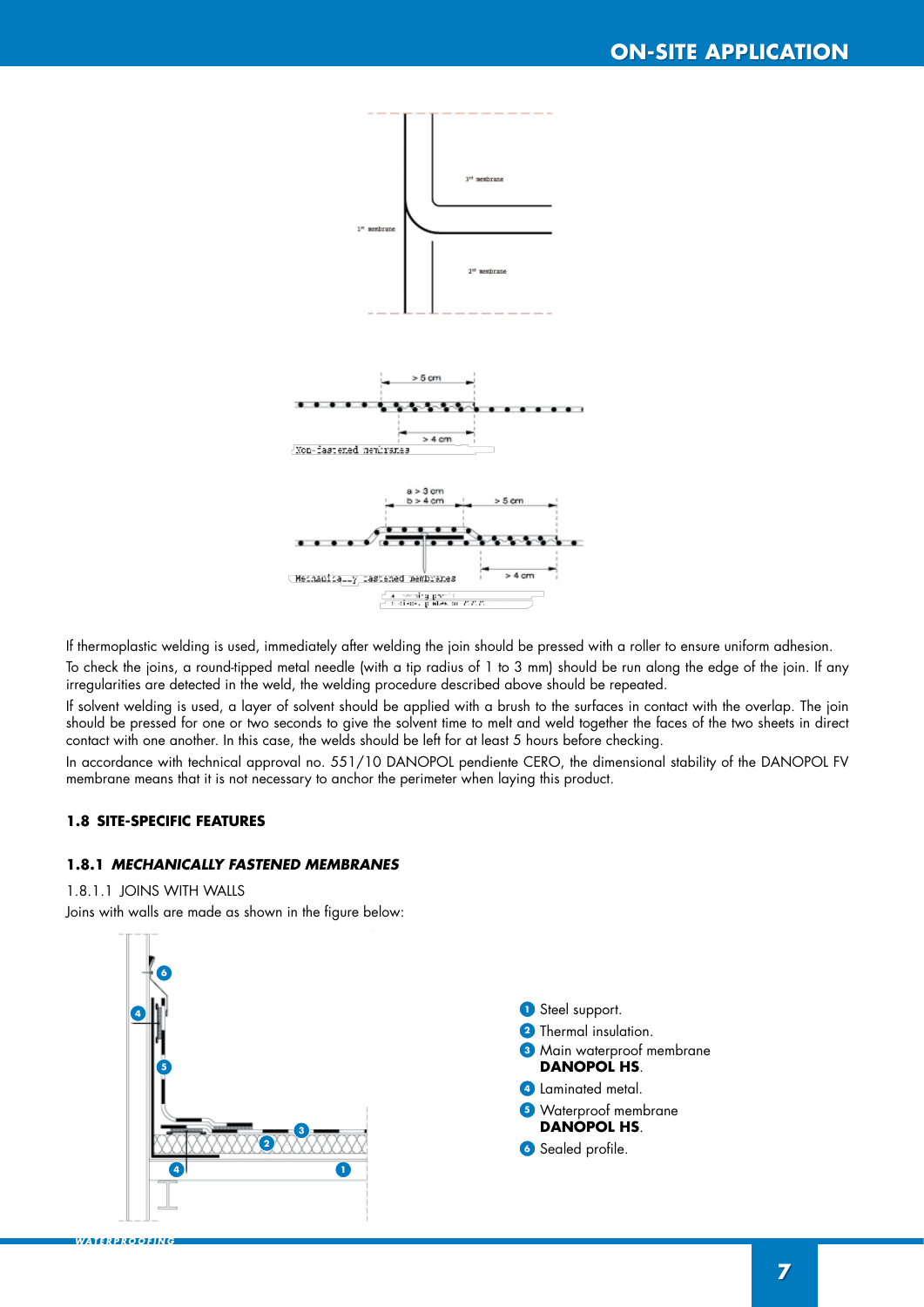If thermoplastic welding is used, immediately after welding the join should be pressed with a roller to ensure uniform adhesion.

To check the joins, a round-tipped metal needle (with a tip radius of 1 to 3 mm) should be run along the edge of the join. If any irregularities are detected in the weld, the welding procedure described above should be repeated.

If solvent welding is used, a layer of solvent should be applied with a brush to the surfaces in contact with the overlap. The join should be pressed for one or two seconds to give the solvent time to melt and weld together the faces of the two sheets in direct contact with one another. In this case, the welds should be left for at least 5 hours before checking.

In accordance with technical approval no. 551/10 DANOPOL pendiente CERO, the dimensional stability of the DANOPOL FV membrane means that it is not necessary to anchor the perimeter when laying this product.

### 1.8 SITE-SPECIFIC FEATURES

#### 1.8.1 *MECHANICALLY FASTENED MEMBRANES*

1.8.1.1 JOINS WITH WALLS

Joins with walls are made as shown in the figure below:

1. Steel support.
2. Thermal insulation.
3. Main waterproof membrane **DANOPOL HS**.
4. Laminated metal.
5. Waterproof membrane **DANOPOL HS**.
6. Sealed profile.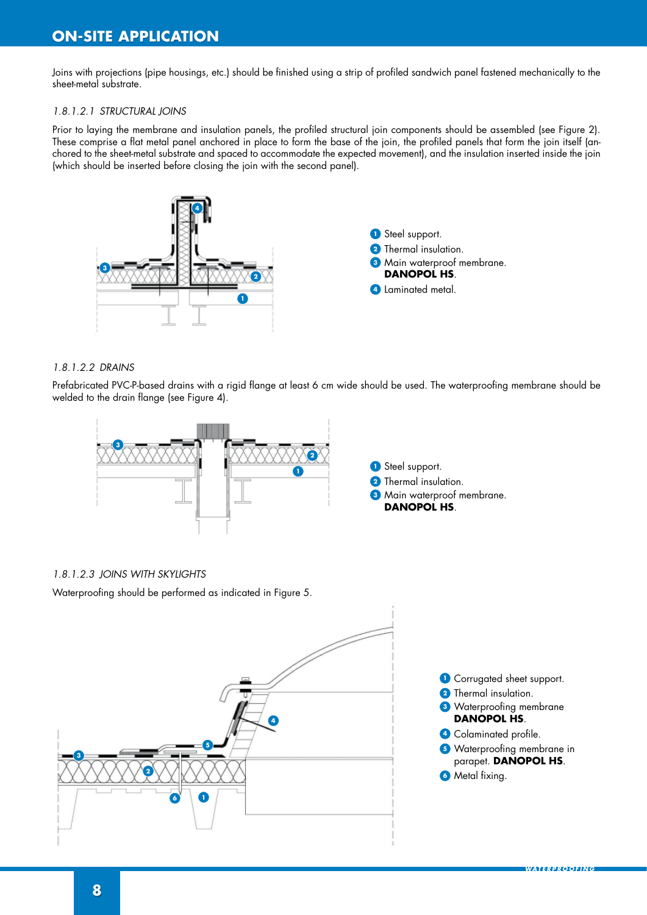## ON-SITE APPLICATION

Joins with projections (pipe housings, etc.) should be finished using a strip of profiled sandwich panel fastened mechanically to the sheet-metal substrate.

*1.8.1.2.1 STRUCTURAL JOINS*

Prior to laying the membrane and insulation panels, the profiled structural join components should be assembled (see Figure 2). These comprise a flat metal panel anchored in place to form the base of the join, the profiled panels that form the join itself (anchored to the sheet-metal substrate and spaced to accommodate the expected movement), and the insulation inserted inside the join (which should be inserted before closing the join with the second panel).

1. Steel support.
2. Thermal insulation.
3. Main waterproof membrane. **DANOPOL HS**.
4. Laminated metal.

*1.8.1.2.2 DRAINS*

Prefabricated PVC-P-based drains with a rigid flange at least 6 cm wide should be used. The waterproofing membrane should be welded to the drain flange (see Figure 4).

1. Steel support.
2. Thermal insulation.
3. Main waterproof membrane. **DANOPOL HS**.

*1.8.1.2.3 JOINS WITH SKYLIGHTS*

Waterproofing should be performed as indicated in Figure 5.

1. Corrugated sheet support.
2. Thermal insulation.
3. Waterproofing membrane **DANOPOL HS**.
4. Colaminated profile.
5. Waterproofing membrane in parapet. **DANOPOL HS**.
6. Metal fixing.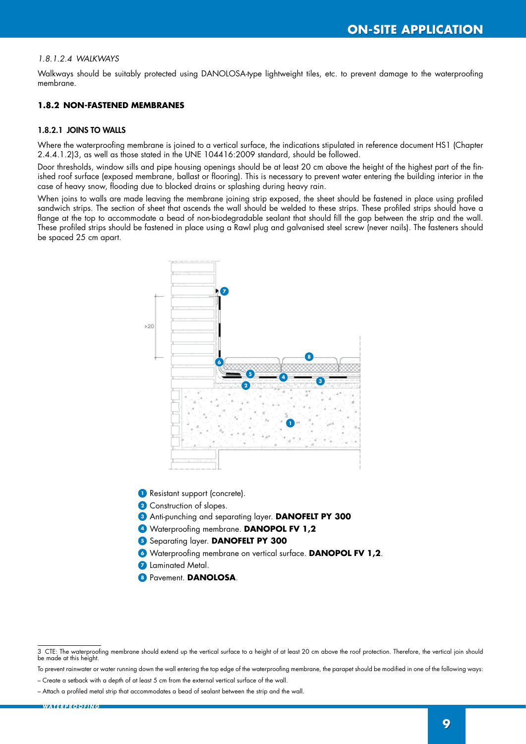*1.8.1.2.4 WALKWAYS*

Walkways should be suitably protected using DANOLOSA-type lightweight tiles, etc. to prevent damage to the waterproofing membrane.

### 1.8.2 NON-FASTENED MEMBRANES

#### 1.8.2.1 JOINS TO WALLS

Where the waterproofing membrane is joined to a vertical surface, the indications stipulated in reference document HS1 (Chapter 2.4.4.1.2)3, as well as those stated in the UNE 104416:2009 standard, should be followed.

Door thresholds, window sills and pipe housing openings should be at least 20 cm above the height of the highest part of the finished roof surface (exposed membrane, ballast or flooring). This is necessary to prevent water entering the building interior in the case of heavy snow, flooding due to blocked drains or splashing during heavy rain.

When joins to walls are made leaving the membrane joining strip exposed, the sheet should be fastened in place using profiled sandwich strips. The section of sheet that ascends the wall should be welded to these strips. These profiled strips should have a flange at the top to accommodate a bead of non-biodegradable sealant that should fill the gap between the strip and the wall. These profiled strips should be fastened in place using a Rawl plug and galvanised steel screw (never nails). The fasteners should be spaced 25 cm apart.

1. Resistant support (concrete).
2. Construction of slopes.
3. Anti-punching and separating layer. **DANOFELT PY 300**
4. Waterproofing membrane. **DANOPOL FV 1,2**
5. Separating layer. **DANOFELT PY 300**
6. Waterproofing membrane on vertical surface. **DANOPOL FV 1,2**.
7. Laminated Metal.
8. Pavement. **DANOLOSA**.

---

3 CTE: The waterproofing membrane should extend up the vertical surface to a height of at least 20 cm above the roof protection. Therefore, the vertical join should be made at this height.

To prevent rainwater or water running down the wall entering the top edge of the waterproofing membrane, the parapet should be modified in one of the following ways:

– Create a setback with a depth of at least 5 cm from the external vertical surface of the wall.

– Attach a profiled metal strip that accommodates a bead of sealant between the strip and the wall.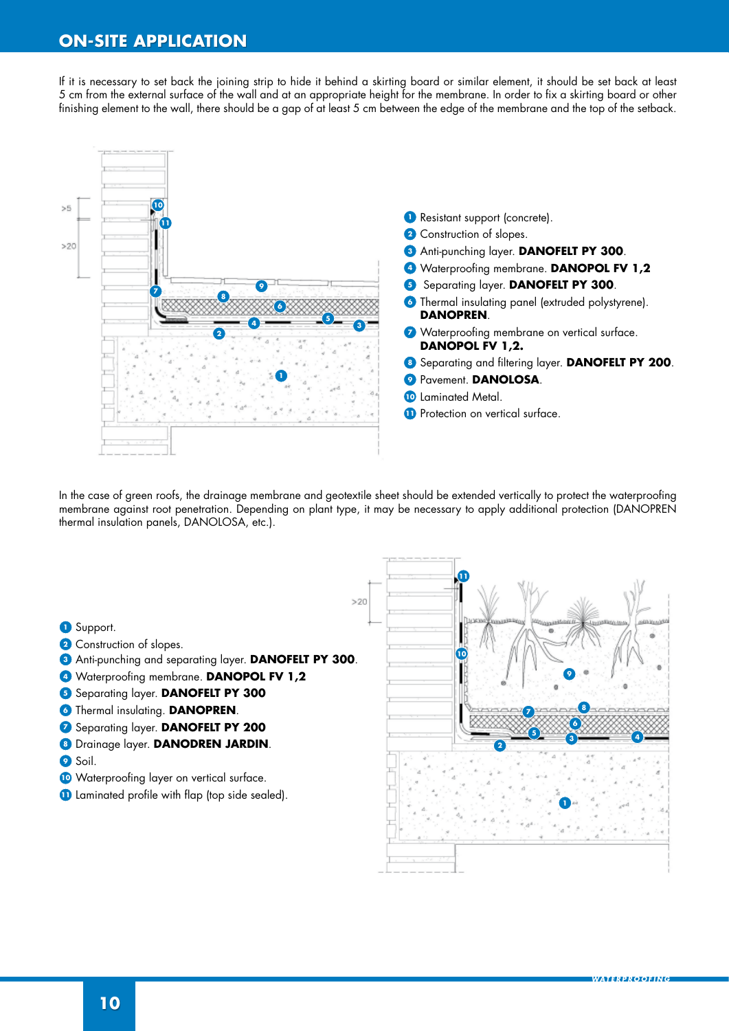## ON-SITE APPLICATION

If it is necessary to set back the joining strip to hide it behind a skirting board or similar element, it should be set back at least 5 cm from the external surface of the wall and at an appropriate height for the membrane. In order to fix a skirting board or other finishing element to the wall, there should be a gap of at least 5 cm between the edge of the membrane and the top of the setback.

1. Resistant support (concrete).
2. Construction of slopes.
3. Anti-punching layer. **DANOFELT PY 300**.
4. Waterproofing membrane. **DANOPOL FV 1,2**
5. Separating layer. **DANOFELT PY 300**.
6. Thermal insulating panel (extruded polystyrene). **DANOPREN**.
7. Waterproofing membrane on vertical surface. **DANOPOL FV 1,2.**
8. Separating and filtering layer. **DANOFELT PY 200**.
9. Pavement. **DANOLOSA**.
10. Laminated Metal.
11. Protection on vertical surface.

In the case of green roofs, the drainage membrane and geotextile sheet should be extended vertically to protect the waterproofing membrane against root penetration. Depending on plant type, it may be necessary to apply additional protection (DANOPREN thermal insulation panels, DANOLOSA, etc.).

1. Support.
2. Construction of slopes.
3. Anti-punching and separating layer. **DANOFELT PY 300**.
4. Waterproofing membrane. **DANOPOL FV 1,2**
5. Separating layer. **DANOFELT PY 300**
6. Thermal insulating. **DANOPREN**.
7. Separating layer. **DANOFELT PY 200**
8. Drainage layer. **DANODREN JARDIN**.
9. Soil.
10. Waterproofing layer on vertical surface.
11. Laminated profile with flap (top side sealed).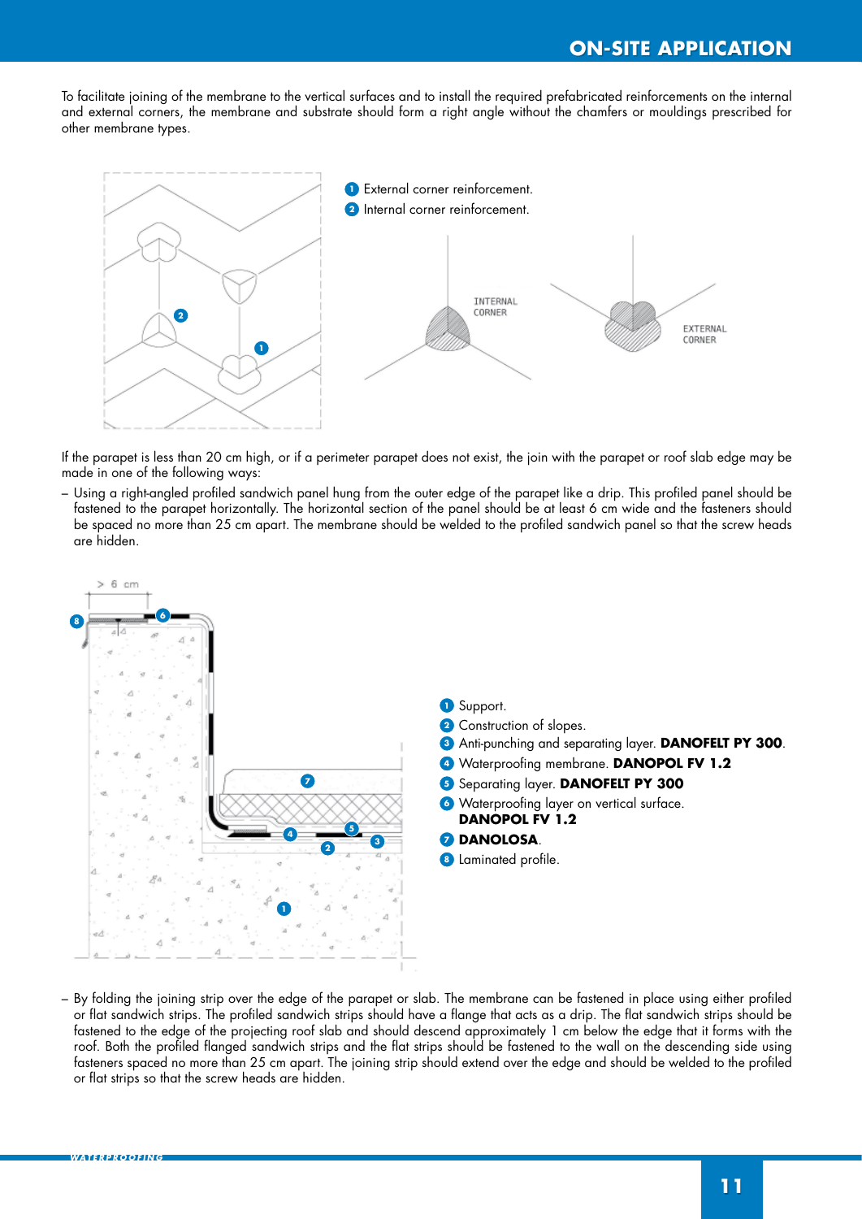# ON-SITE APPLICATION

To facilitate joining of the membrane to the vertical surfaces and to install the required prefabricated reinforcements on the internal and external corners, the membrane and substrate should form a right angle without the chamfers or mouldings prescribed for other membrane types.

1. External corner reinforcement.
2. Internal corner reinforcement.

INTERNAL CORNER

EXTERNAL CORNER

If the parapet is less than 20 cm high, or if a perimeter parapet does not exist, the join with the parapet or roof slab edge may be made in one of the following ways:

– Using a right-angled profiled sandwich panel hung from the outer edge of the parapet like a drip. This profiled panel should be fastened to the parapet horizontally. The horizontal section of the panel should be at least 6 cm wide and the fasteners should be spaced no more than 25 cm apart. The membrane should be welded to the profiled sandwich panel so that the screw heads are hidden.

> 6 cm

1. Support.
2. Construction of slopes.
3. Anti-punching and separating layer. **DANOFELT PY 300**.
4. Waterproofing membrane. **DANOPOL FV 1.2**
5. Separating layer. **DANOFELT PY 300**
6. Waterproofing layer on vertical surface. **DANOPOL FV 1.2**
7. **DANOLOSA**.
8. Laminated profile.

– By folding the joining strip over the edge of the parapet or slab. The membrane can be fastened in place using either profiled or flat sandwich strips. The profiled sandwich strips should have a flange that acts as a drip. The flat sandwich strips should be fastened to the edge of the projecting roof slab and should descend approximately 1 cm below the edge that it forms with the roof. Both the profiled flanged sandwich strips and the flat strips should be fastened to the wall on the descending side using fasteners spaced no more than 25 cm apart. The joining strip should extend over the edge and should be welded to the profiled or flat strips so that the screw heads are hidden.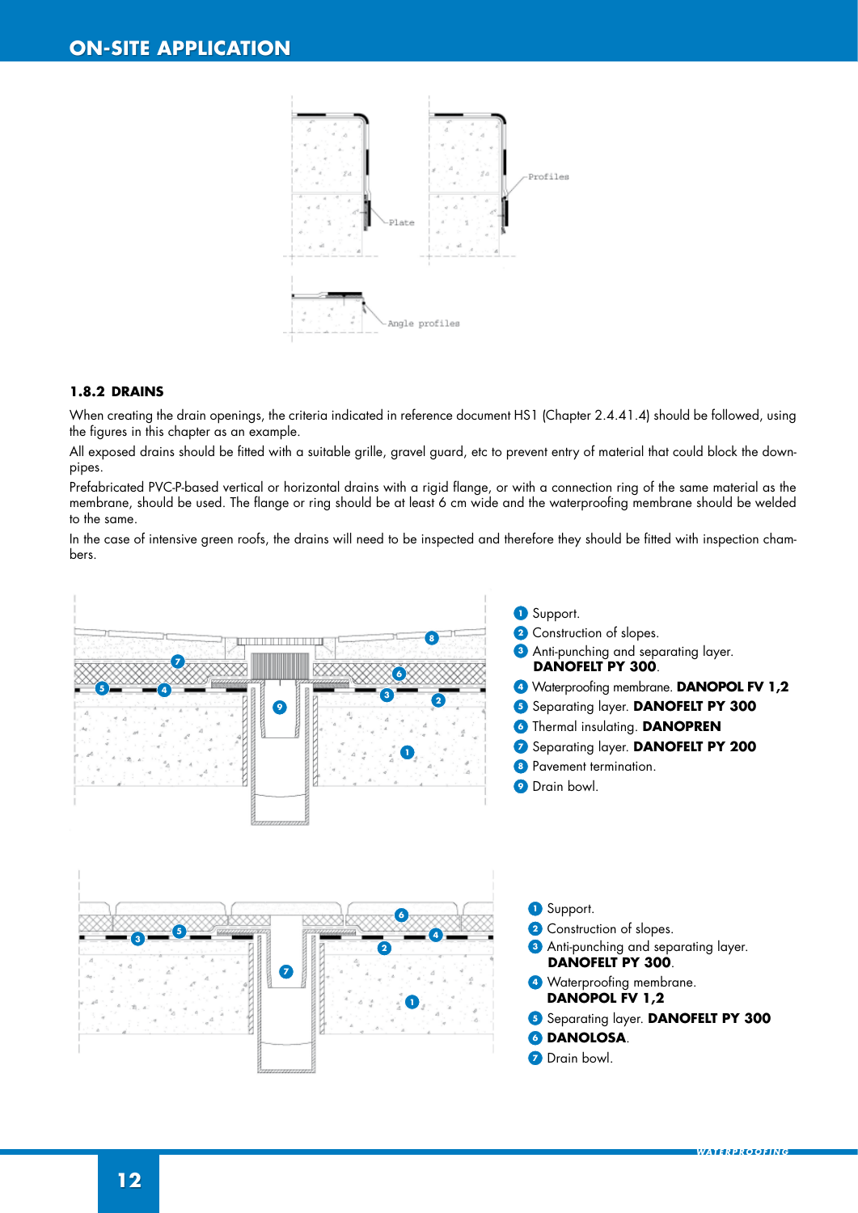## 1.8.2 DRAINS

When creating the drain openings, the criteria indicated in reference document HS1 (Chapter 2.4.41.4) should be followed, using the figures in this chapter as an example.

All exposed drains should be fitted with a suitable grille, gravel guard, etc to prevent entry of material that could block the down-pipes.

Prefabricated PVC-P-based vertical or horizontal drains with a rigid flange, or with a connection ring of the same material as the membrane, should be used. The flange or ring should be at least 6 cm wide and the waterproofing membrane should be welded to the same.

In the case of intensive green roofs, the drains will need to be inspected and therefore they should be fitted with inspection chambers.

1. Support.
2. Construction of slopes.
3. Anti-punching and separating layer. **DANOFELT PY 300**.
4. Waterproofing membrane. **DANOPOL FV 1,2**
5. Separating layer. **DANOFELT PY 300**
6. Thermal insulating. **DANOPREN**
7. Separating layer. **DANOFELT PY 200**
8. Pavement termination.
9. Drain bowl.

1. Support.
2. Construction of slopes.
3. Anti-punching and separating layer. **DANOFELT PY 300**.
4. Waterproofing membrane. **DANOPOL FV 1,2**
5. Separating layer. **DANOFELT PY 300**
6. **DANOLOSA**.
7. Drain bowl.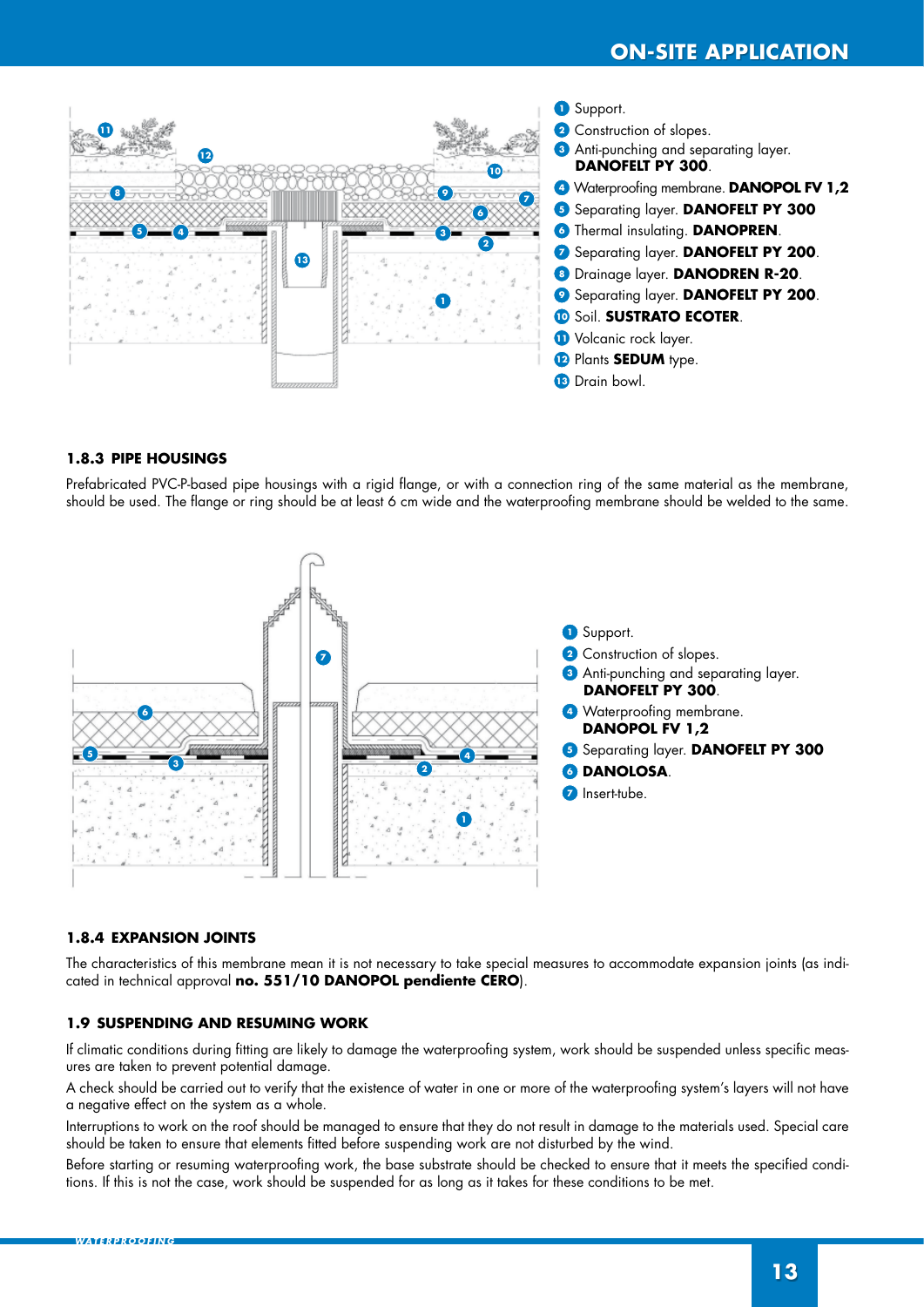1. Support.
2. Construction of slopes.
3. Anti-punching and separating layer. **DANOFELT PY 300**.
4. Waterproofing membrane. **DANOPOL FV 1,2**
5. Separating layer. **DANOFELT PY 300**
6. Thermal insulating. **DANOPREN**.
7. Separating layer. **DANOFELT PY 200**.
8. Drainage layer. **DANODREN R-20**.
9. Separating layer. **DANOFELT PY 200**.
10. Soil. **SUSTRATO ECOTER**.
11. Volcanic rock layer.
12. Plants **SEDUM** type.
13. Drain bowl.

### 1.8.3 PIPE HOUSINGS

Prefabricated PVC-P-based pipe housings with a rigid flange, or with a connection ring of the same material as the membrane, should be used. The flange or ring should be at least 6 cm wide and the waterproofing membrane should be welded to the same.

1. Support.
2. Construction of slopes.
3. Anti-punching and separating layer. **DANOFELT PY 300**.
4. Waterproofing membrane. **DANOPOL FV 1,2**
5. Separating layer. **DANOFELT PY 300**
6. **DANOLOSA**.
7. Insert-tube.

### 1.8.4 EXPANSION JOINTS

The characteristics of this membrane mean it is not necessary to take special measures to accommodate expansion joints (as indicated in technical approval **no. 551/10 DANOPOL pendiente CERO**).

### 1.9 SUSPENDING AND RESUMING WORK

If climatic conditions during fitting are likely to damage the waterproofing system, work should be suspended unless specific measures are taken to prevent potential damage.

A check should be carried out to verify that the existence of water in one or more of the waterproofing system's layers will not have a negative effect on the system as a whole.

Interruptions to work on the roof should be managed to ensure that they do not result in damage to the materials used. Special care should be taken to ensure that elements fitted before suspending work are not disturbed by the wind.

Before starting or resuming waterproofing work, the base substrate should be checked to ensure that it meets the specified conditions. If this is not the case, work should be suspended for as long as it takes for these conditions to be met.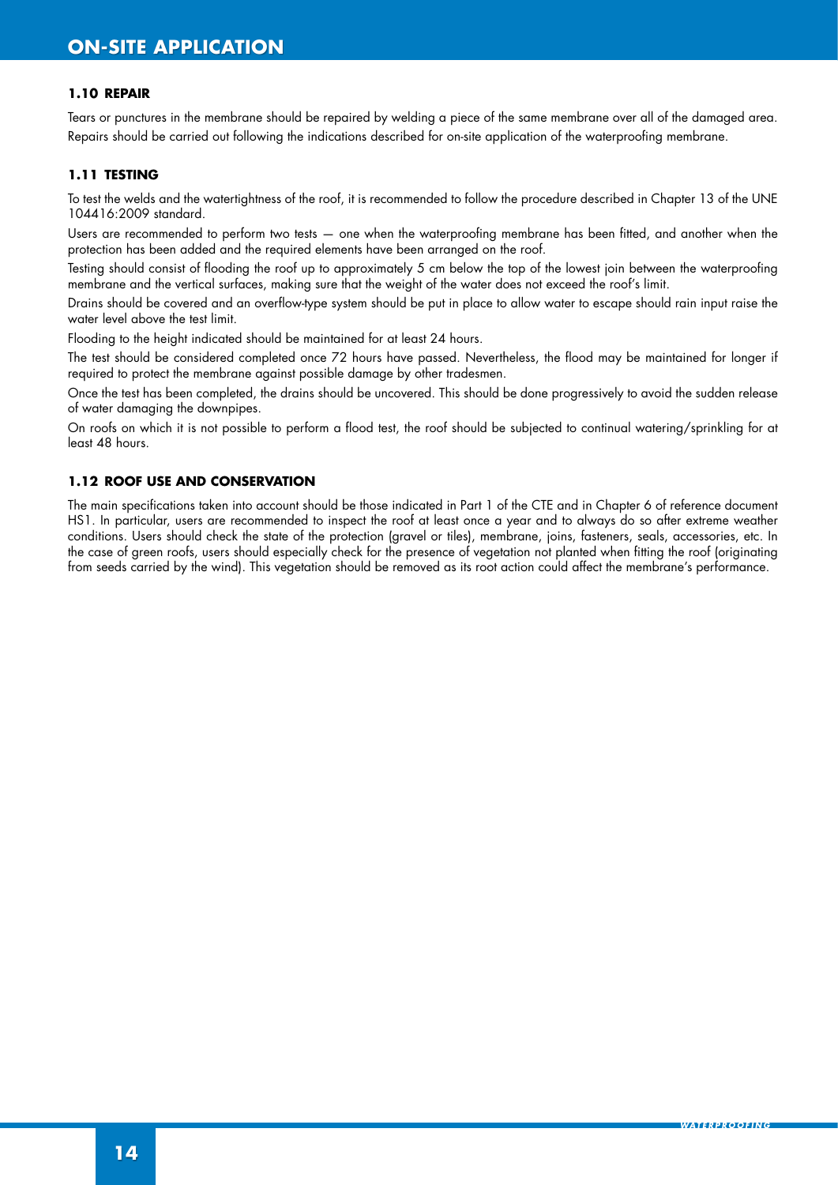## 1.10 REPAIR

Tears or punctures in the membrane should be repaired by welding a piece of the same membrane over all of the damaged area. Repairs should be carried out following the indications described for on-site application of the waterproofing membrane.

## 1.11 TESTING

To test the welds and the watertightness of the roof, it is recommended to follow the procedure described in Chapter 13 of the UNE 104416:2009 standard.

Users are recommended to perform two tests — one when the waterproofing membrane has been fitted, and another when the protection has been added and the required elements have been arranged on the roof.

Testing should consist of flooding the roof up to approximately 5 cm below the top of the lowest join between the waterproofing membrane and the vertical surfaces, making sure that the weight of the water does not exceed the roof's limit.

Drains should be covered and an overflow-type system should be put in place to allow water to escape should rain input raise the water level above the test limit.

Flooding to the height indicated should be maintained for at least 24 hours.

The test should be considered completed once 72 hours have passed. Nevertheless, the flood may be maintained for longer if required to protect the membrane against possible damage by other tradesmen.

Once the test has been completed, the drains should be uncovered. This should be done progressively to avoid the sudden release of water damaging the downpipes.

On roofs on which it is not possible to perform a flood test, the roof should be subjected to continual watering/sprinkling for at least 48 hours.

## 1.12 ROOF USE AND CONSERVATION

The main specifications taken into account should be those indicated in Part 1 of the CTE and in Chapter 6 of reference document HS1. In particular, users are recommended to inspect the roof at least once a year and to always do so after extreme weather conditions. Users should check the state of the protection (gravel or tiles), membrane, joins, fasteners, seals, accessories, etc. In the case of green roofs, users should especially check for the presence of vegetation not planted when fitting the roof (originating from seeds carried by the wind). This vegetation should be removed as its root action could affect the membrane's performance.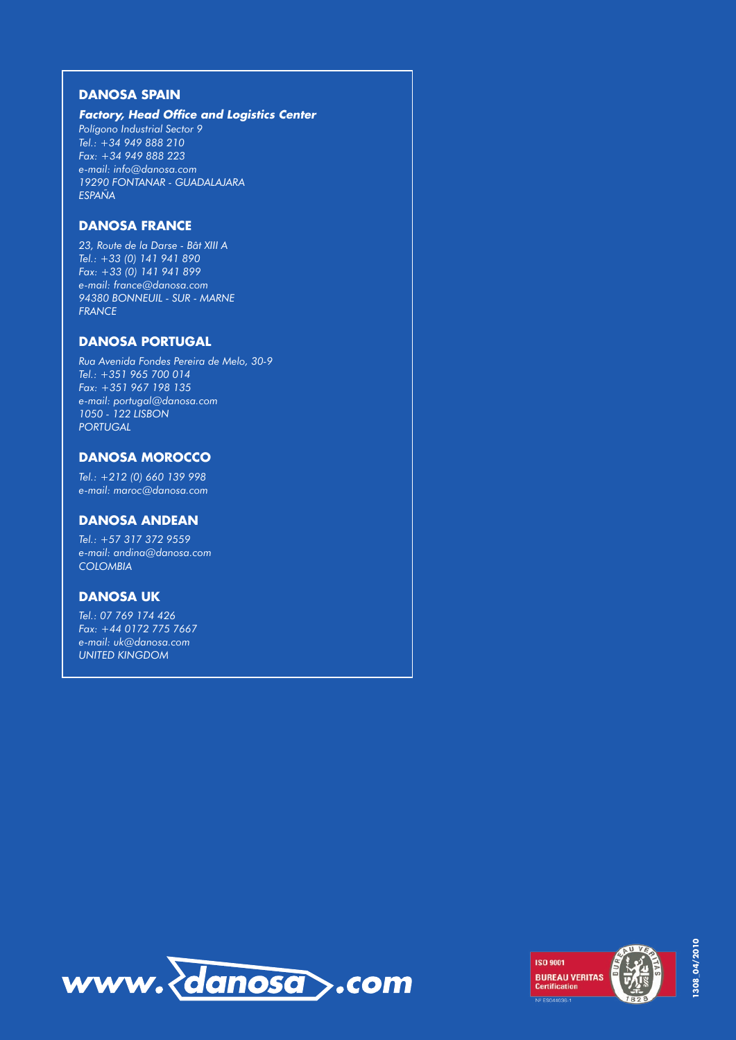## DANOSA SPAIN

***Factory, Head Office and Logistics Center***

*Polígono Industrial Sector 9*
*Tel.: +34 949 888 210*
*Fax: +34 949 888 223*
*e-mail: info@danosa.com*
*19290 FONTANAR - GUADALAJARA*
*ESPAÑA*

## DANOSA FRANCE

*23, Route de la Darse - Bât XIII A*
*Tel.: +33 (0) 141 941 890*
*Fax: +33 (0) 141 941 899*
*e-mail: france@danosa.com*
*94380 BONNEUIL - SUR - MARNE*
*FRANCE*

## DANOSA PORTUGAL

*Rua Avenida Fondes Pereira de Melo, 30-9*
*Tel.: +351 965 700 014*
*Fax: +351 967 198 135*
*e-mail: portugal@danosa.com*
*1050 - 122 LISBON*
*PORTUGAL*

## DANOSA MOROCCO

*Tel.: +212 (0) 660 139 998*
*e-mail: maroc@danosa.com*

## DANOSA ANDEAN

*Tel.: +57 317 372 9559*
*e-mail: andina@danosa.com*
*COLOMBIA*

## DANOSA UK

*Tel.: 07 769 174 426*
*Fax: +44 0172 775 7667*
*e-mail: uk@danosa.com*
*UNITED KINGDOM*

www.danosa.com

ISO 9001
BUREAU VERITAS
Certification
Nº ES044036-1

1308_04/2010